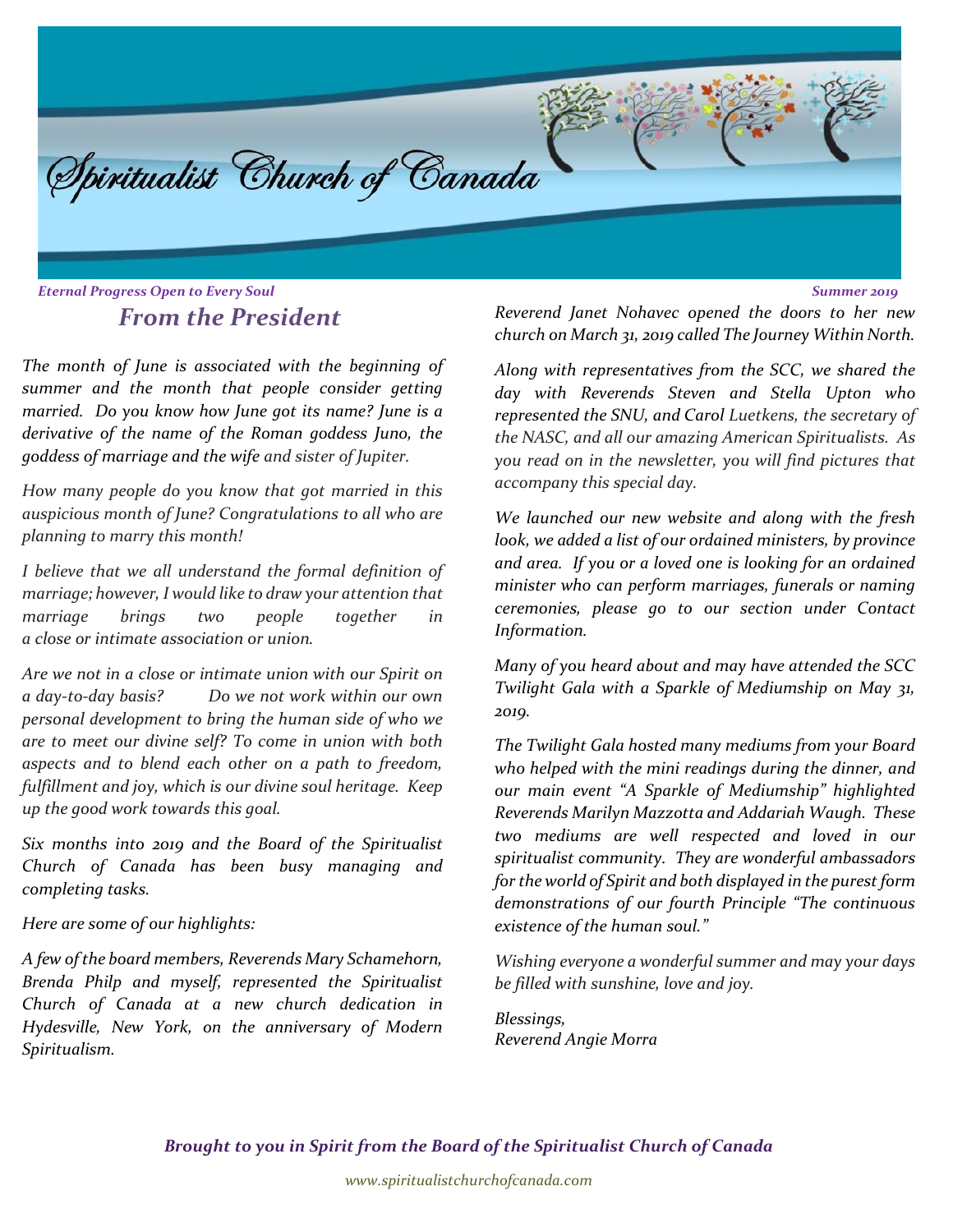# Spiritualist Church of Canada

*Eternal Progress Open to Every Soul* — *Summer 2019*

## *From the President*

*The month of June is associated with the beginning of summer and the month that people consider getting married. Do you know how June got its name? June is a derivative of the name of the Roman goddess Juno, the goddess of marriage and the wife and sister of Jupiter.*

*How many people do you know that got married in this auspicious month of June? Congratulations to all who are planning to marry this month!*

*I believe that we all understand the formal definition of marriage; however, I would like to draw your attention that marriage brings two people together in a close or intimate association or union.*

*Are we not in a close or intimate union with our Spirit on a day-to-day basis? Do we not work within our own personal development to bring the human side of who we are to meet our divine self? To come in union with both aspects and to blend each other on a path to freedom, fulfillment and joy, which is our divine soul heritage. Keep up the good work towards this goal.*

*Six months into 2019 and the Board of the Spiritualist Church of Canada has been busy managing and completing tasks.*

*Here are some of our highlights:*

*A few of the board members, Reverends Mary Schamehorn, Brenda Philp and myself, represented the Spiritualist Church of Canada at a new church dedication in Hydesville, New York, on the anniversary of Modern Spiritualism.*

*Reverend Janet Nohavec opened the doors to her new church on March 31, 2019 called The Journey Within North.*

*Along with representatives from the SCC, we shared the day with Reverends Steven and Stella Upton who represented the SNU, and Carol Luetkens, the secretary of the NASC, and all our amazing American Spiritualists. As you read on in the newsletter, you will find pictures that accompany this special day.*

*We launched our new website and along with the fresh look, we added a list of our ordained ministers, by province and area. If you or a loved one is looking for an ordained minister who can perform marriages, funerals or naming ceremonies, please go to our section under Contact Information.*

*Many of you heard about and may have attended the SCC Twilight Gala with a Sparkle of Mediumship on May 31, 2019.*

*The Twilight Gala hosted many mediums from your Board who helped with the mini readings during the dinner, and our main event "A Sparkle of Mediumship" highlighted Reverends Marilyn Mazzotta and Addariah Waugh. These two mediums are well respected and loved in our spiritualist community. They are wonderful ambassadors for the world of Spirit and both displayed in the purest form demonstrations of our fourth Principle "The continuous existence of the human soul."*

*Wishing everyone a wonderful summer and may your days be filled with sunshine, love and joy.*

*Blessings,*
*Reverend Angie Morra*

***Brought to you in Spirit from the Board of the Spiritualist Church of Canada***

*www.spiritualistchurchofcanada.com*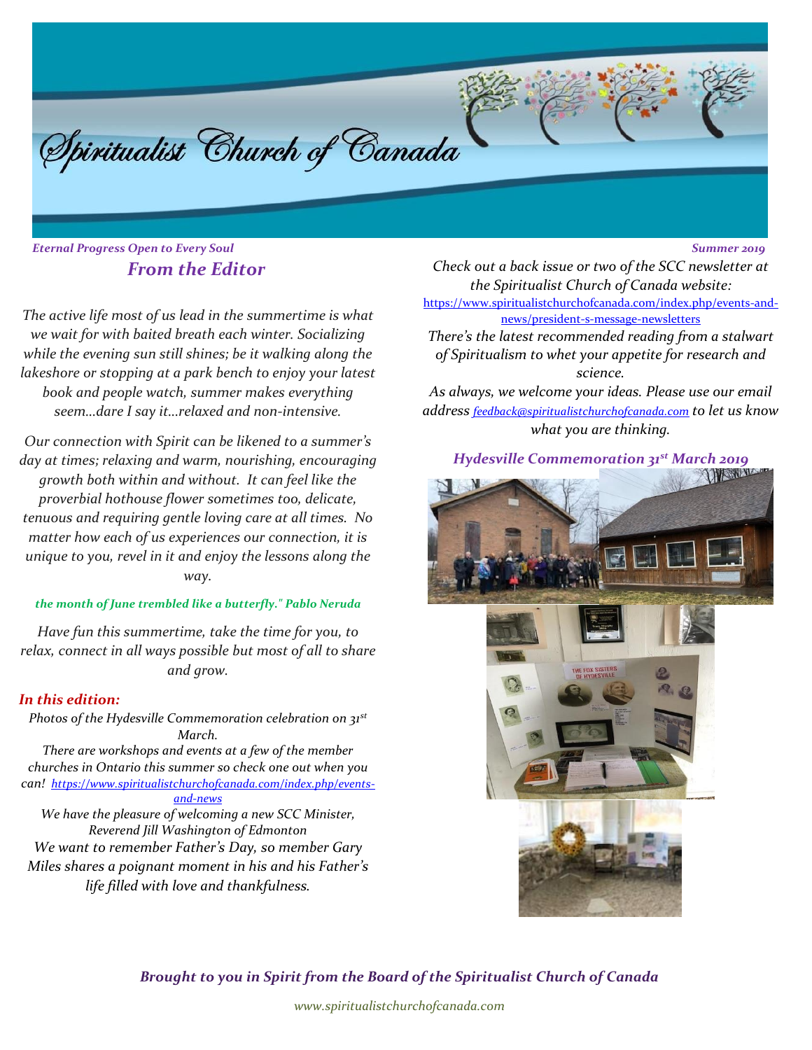# Spiritualist Church of Canada

*Eternal Progress Open to Every Soul*

*Summer 2019*

## *From the Editor*

*The active life most of us lead in the summertime is what we wait for with baited breath each winter. Socializing while the evening sun still shines; be it walking along the lakeshore or stopping at a park bench to enjoy your latest book and people watch, summer makes everything seem…dare I say it…relaxed and non-intensive.*

*Our connection with Spirit can be likened to a summer's day at times; relaxing and warm, nourishing, encouraging growth both within and without. It can feel like the proverbial hothouse flower sometimes too, delicate, tenuous and requiring gentle loving care at all times. No matter how each of us experiences our connection, it is unique to you, revel in it and enjoy the lessons along the way.*

***the month of June trembled like a butterfly." Pablo Neruda***

*Have fun this summertime, take the time for you, to relax, connect in all ways possible but most of all to share and grow.*

### *In this edition:*

*Photos of the Hydesville Commemoration celebration on 31st March.*

*There are workshops and events at a few of the member churches in Ontario this summer so check one out when you can! https://www.spiritualistchurchofcanada.com/index.php/events-and-news*

*We have the pleasure of welcoming a new SCC Minister, Reverend Jill Washington of Edmonton*

*We want to remember Father's Day, so member Gary Miles shares a poignant moment in his and his Father's life filled with love and thankfulness.*

*Check out a back issue or two of the SCC newsletter at the Spiritualist Church of Canada website:*
https://www.spiritualistchurchofcanada.com/index.php/events-and-news/president-s-message-newsletters

*There's the latest recommended reading from a stalwart of Spiritualism to whet your appetite for research and science.*

*As always, we welcome your ideas. Please use our email address feedback@spiritualistchurchofcanada.com to let us know what you are thinking.*

### *Hydesville Commemoration 31st March 2019*

***Brought to you in Spirit from the Board of the Spiritualist Church of Canada***

*www.spiritualistchurchofcanada.com*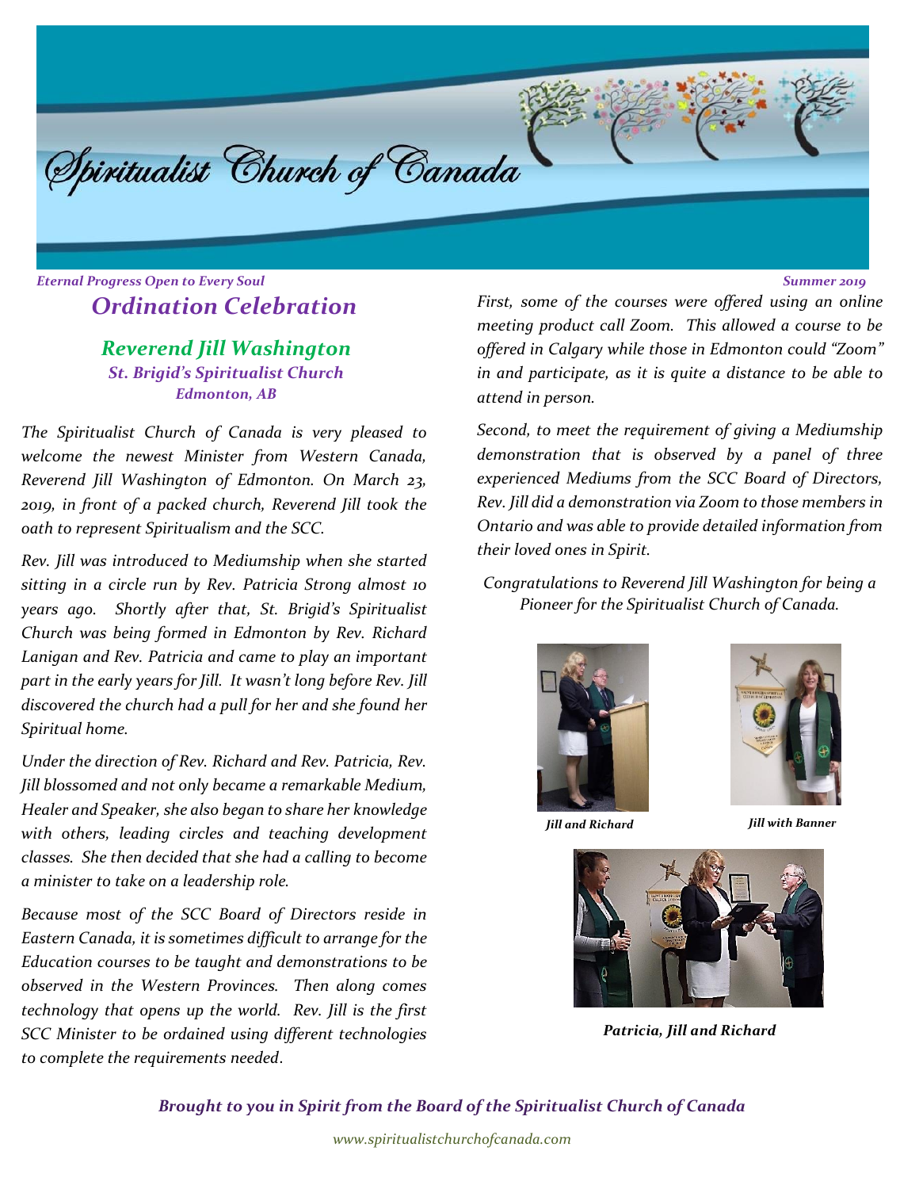# Spiritualist Church of Canada

*Eternal Progress Open to Every Soul* — *Summer 2019*

## *Ordination Celebration*

### *Reverend Jill Washington*

***St. Brigid's Spiritualist Church***
***Edmonton, AB***

*The Spiritualist Church of Canada is very pleased to welcome the newest Minister from Western Canada, Reverend Jill Washington of Edmonton. On March 23, 2019, in front of a packed church, Reverend Jill took the oath to represent Spiritualism and the SCC.*

*Rev. Jill was introduced to Mediumship when she started sitting in a circle run by Rev. Patricia Strong almost 10 years ago. Shortly after that, St. Brigid's Spiritualist Church was being formed in Edmonton by Rev. Richard Lanigan and Rev. Patricia and came to play an important part in the early years for Jill. It wasn't long before Rev. Jill discovered the church had a pull for her and she found her Spiritual home.*

*Under the direction of Rev. Richard and Rev. Patricia, Rev. Jill blossomed and not only became a remarkable Medium, Healer and Speaker, she also began to share her knowledge with others, leading circles and teaching development classes. She then decided that she had a calling to become a minister to take on a leadership role.*

*Because most of the SCC Board of Directors reside in Eastern Canada, it is sometimes difficult to arrange for the Education courses to be taught and demonstrations to be observed in the Western Provinces. Then along comes technology that opens up the world. Rev. Jill is the first SCC Minister to be ordained using different technologies to complete the requirements needed.*

*First, some of the courses were offered using an online meeting product call Zoom. This allowed a course to be offered in Calgary while those in Edmonton could "Zoom" in and participate, as it is quite a distance to be able to attend in person.*

*Second, to meet the requirement of giving a Mediumship demonstration that is observed by a panel of three experienced Mediums from the SCC Board of Directors, Rev. Jill did a demonstration via Zoom to those members in Ontario and was able to provide detailed information from their loved ones in Spirit.*

*Congratulations to Reverend Jill Washington for being a Pioneer for the Spiritualist Church of Canada.*

***Jill and Richard***

***Jill with Banner***

***Patricia, Jill and Richard***

***Brought to you in Spirit from the Board of the Spiritualist Church of Canada***

*www.spiritualistchurchofcanada.com*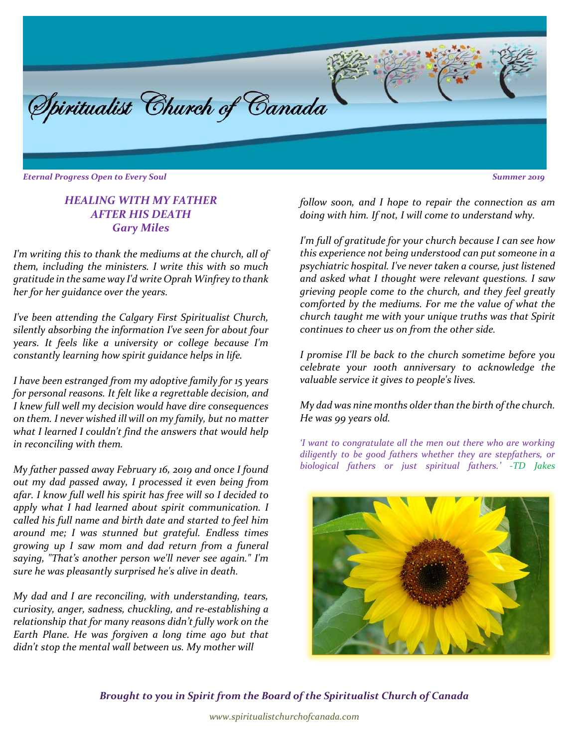# Spiritualist Church of Canada

*Eternal Progress Open to Every Soul* *Summer 2019*

### *HEALING WITH MY FATHER AFTER HIS DEATH*
### *Gary Miles*

*I'm writing this to thank the mediums at the church, all of them, including the ministers. I write this with so much gratitude in the same way I'd write Oprah Winfrey to thank her for her guidance over the years.*

*I've been attending the Calgary First Spiritualist Church, silently absorbing the information I've seen for about four years. It feels like a university or college because I'm constantly learning how spirit guidance helps in life.*

*I have been estranged from my adoptive family for 15 years for personal reasons. It felt like a regrettable decision, and I knew full well my decision would have dire consequences on them. I never wished ill will on my family, but no matter what I learned I couldn't find the answers that would help in reconciling with them.*

*My father passed away February 16, 2019 and once I found out my dad passed away, I processed it even being from afar. I know full well his spirit has free will so I decided to apply what I had learned about spirit communication. I called his full name and birth date and started to feel him around me; I was stunned but grateful. Endless times growing up I saw mom and dad return from a funeral saying, "That's another person we'll never see again." I'm sure he was pleasantly surprised he's alive in death.*

*My dad and I are reconciling, with understanding, tears, curiosity, anger, sadness, chuckling, and re-establishing a relationship that for many reasons didn't fully work on the Earth Plane. He was forgiven a long time ago but that didn't stop the mental wall between us. My mother will follow soon, and I hope to repair the connection as am doing with him. If not, I will come to understand why.*

*I'm full of gratitude for your church because I can see how this experience not being understood can put someone in a psychiatric hospital. I've never taken a course, just listened and asked what I thought were relevant questions. I saw grieving people come to the church, and they feel greatly comforted by the mediums. For me the value of what the church taught me with your unique truths was that Spirit continues to cheer us on from the other side.*

*I promise I'll be back to the church sometime before you celebrate your 100th anniversary to acknowledge the valuable service it gives to people's lives.*

*My dad was nine months older than the birth of the church. He was 99 years old.*

*'I want to congratulate all the men out there who are working diligently to be good fathers whether they are stepfathers, or biological fathers or just spiritual fathers.' -TD Jakes*

***Brought to you in Spirit from the Board of the Spiritualist Church of Canada***

*www.spiritualistchurchofcanada.com*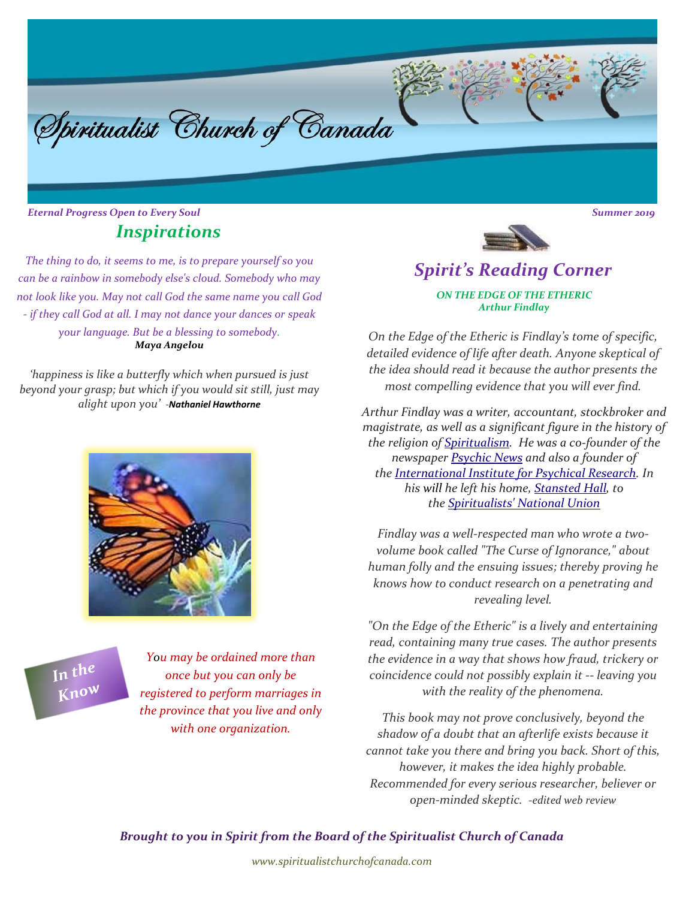# Spiritualist Church of Canada

*Eternal Progress Open to Every Soul*

*Summer 2019*

## Inspirations

*The thing to do, it seems to me, is to prepare yourself so you can be a rainbow in somebody else's cloud. Somebody who may not look like you. May not call God the same name you call God - if they call God at all. I may not dance your dances or speak your language. But be a blessing to somebody.*
***Maya Angelou***

*'happiness is like a butterfly which when pursued is just beyond your grasp; but which if you would sit still, just may alight upon you'* -***Nathaniel Hawthorne***

**In the Know**

*You may be ordained more than once but you can only be registered to perform marriages in the province that you live and only with one organization.*

## Spirit's Reading Corner

***ON THE EDGE OF THE ETHERIC***
***Arthur Findlay***

*On the Edge of the Etheric is Findlay's tome of specific, detailed evidence of life after death. Anyone skeptical of the idea should read it because the author presents the most compelling evidence that you will ever find.*

*Arthur Findlay was a writer, accountant, stockbroker and magistrate, as well as a significant figure in the history of the religion of Spiritualism. He was a co-founder of the newspaper Psychic News and also a founder of the International Institute for Psychical Research. In his will he left his home, Stansted Hall, to the Spiritualists' National Union*

*Findlay was a well-respected man who wrote a two-volume book called "The Curse of Ignorance," about human folly and the ensuing issues; thereby proving he knows how to conduct research on a penetrating and revealing level.*

*"On the Edge of the Etheric" is a lively and entertaining read, containing many true cases. The author presents the evidence in a way that shows how fraud, trickery or coincidence could not possibly explain it -- leaving you with the reality of the phenomena.*

*This book may not prove conclusively, beyond the shadow of a doubt that an afterlife exists because it cannot take you there and bring you back. Short of this, however, it makes the idea highly probable. Recommended for every serious researcher, believer or open-minded skeptic. -edited web review*

***Brought to you in Spirit from the Board of the Spiritualist Church of Canada***

*www.spiritualistchurchofcanada.com*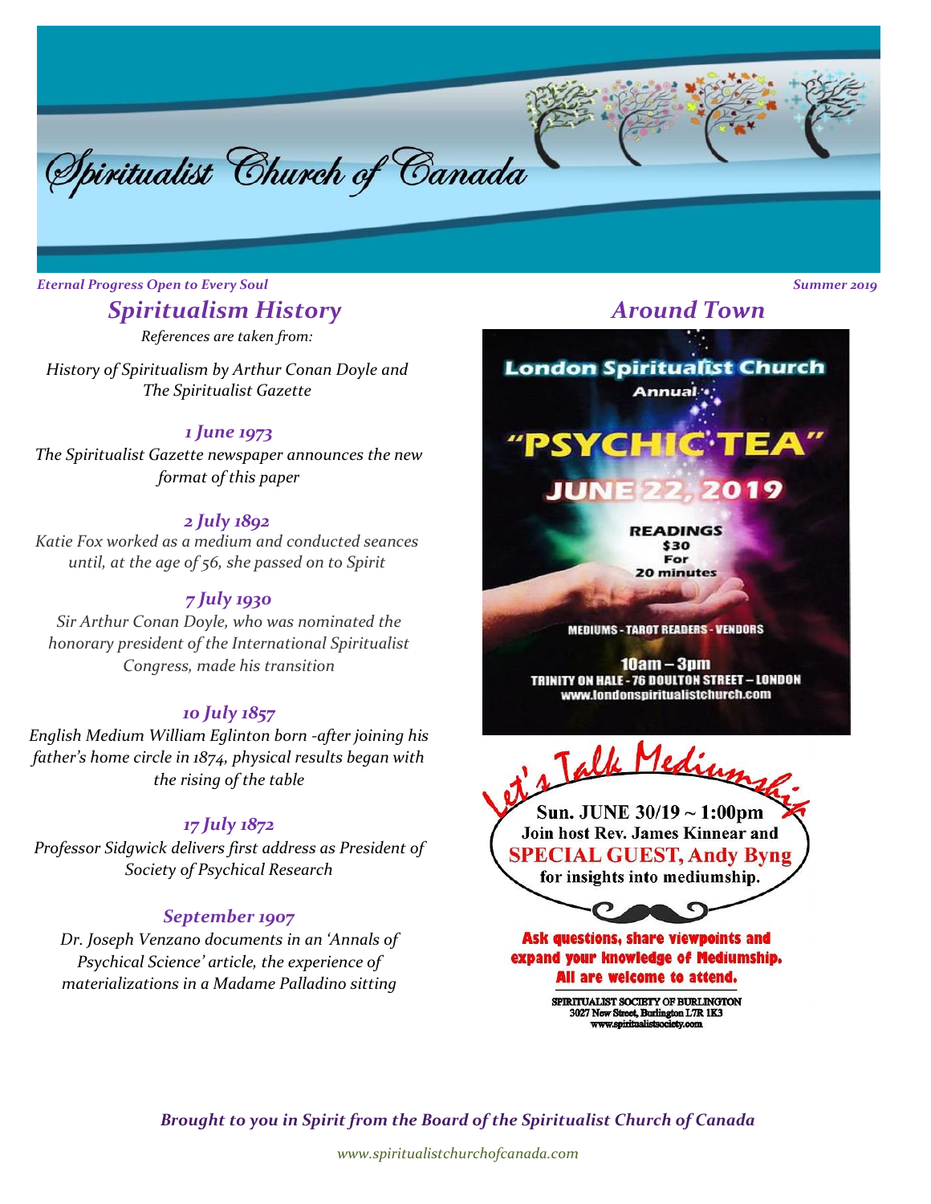# Spiritualist Church of Canada

*Eternal Progress Open to Every Soul*

*Summer 2019*

## *Spiritualism History*

*References are taken from:*

*History of Spiritualism by Arthur Conan Doyle and The Spiritualist Gazette*

### *1 June 1973*

*The Spiritualist Gazette newspaper announces the new format of this paper*

### *2 July 1892*

*Katie Fox worked as a medium and conducted seances until, at the age of 56, she passed on to Spirit*

### *7 July 1930*

*Sir Arthur Conan Doyle, who was nominated the honorary president of the International Spiritualist Congress, made his transition*

### *10 July 1857*

*English Medium William Eglinton born -after joining his father's home circle in 1874, physical results began with the rising of the table*

### *17 July 1872*

*Professor Sidgwick delivers first address as President of Society of Psychical Research*

### *September 1907*

*Dr. Joseph Venzano documents in an 'Annals of Psychical Science' article, the experience of materializations in a Madame Palladino sitting*

## *Around Town*

**London Spiritualist Church**

Annual

**"PSYCHIC TEA"**

**JUNE 22, 2019**

**READINGS**
**$30**
**For**
**20 minutes**

**MEDIUMS - TAROT READERS - VENDORS**

**10am – 3pm**
**TRINITY ON HALE - 76 DOULTON STREET – LONDON**
**www.londonspiritualistchurch.com**

**Let's Talk Mediumship**

**Sun. JUNE 30/19 ~ 1:00pm**
**Join host Rev. James Kinnear and**
**SPECIAL GUEST, Andy Byng**
**for insights into mediumship.**

**Ask questions, share viewpoints and expand your knowledge of Mediumship.**
**All are welcome to attend.**

SPIRITUALIST SOCIETY OF BURLINGTON
3027 New Street, Burlington L7R 1K3
www.spiritualistsociety.com

***Brought to you in Spirit from the Board of the Spiritualist Church of Canada***

*www.spiritualistchurchofcanada.com*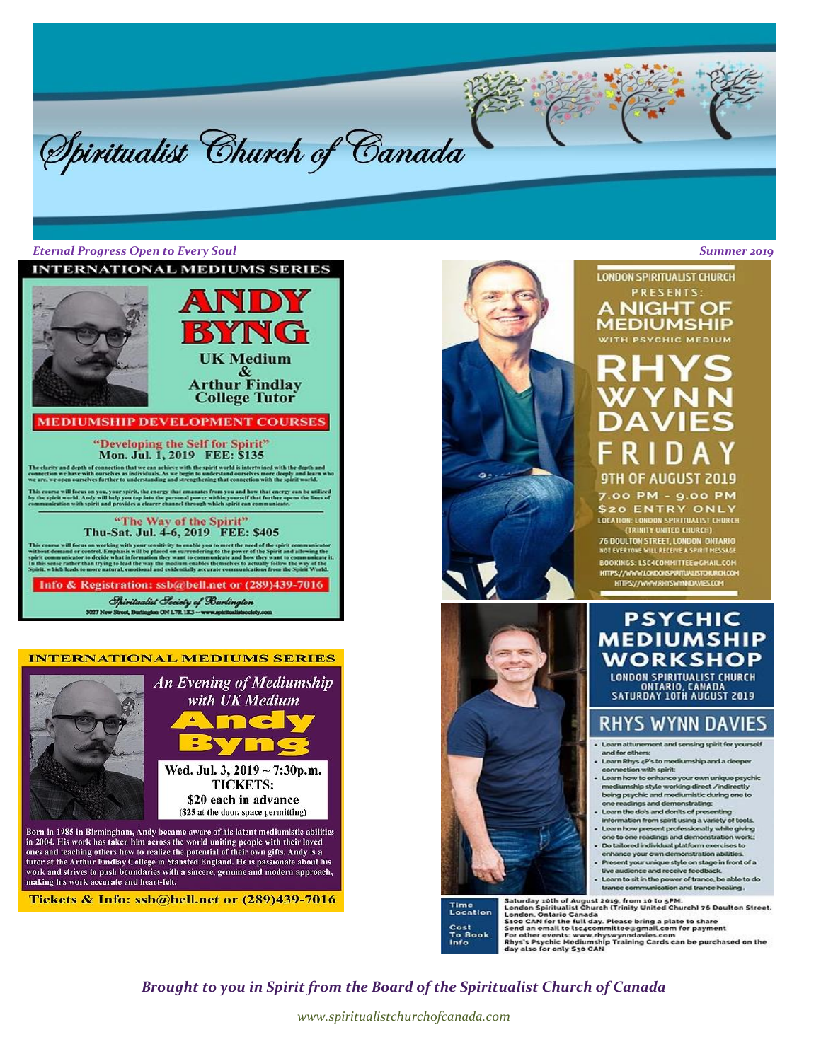# Spiritualist Church of Canada

*Eternal Progress Open to Every Soul*

*Summer 2019*

## INTERNATIONAL MEDIUMS SERIES

# ANDY BYNG

**UK Medium & Arthur Findlay College Tutor**

### MEDIUMSHIP DEVELOPMENT COURSES

**"Developing the Self for Spirit"**
**Mon. Jul. 1, 2019 FEE: $135**

The clarity and depth of connection that we can achieve with the spirit world is intertwined with the depth and connection we have with ourselves as individuals. As we begin to understand ourselves more deeply and learn who we are, we open ourselves further to understanding and strengthening that connection with the spirit world.

This course will focus on you, your spirit, the energy that emanates from you and how that energy can be utilized by the spirit world. Andy will help you tap into the personal power within yourself that further opens the lines of communication with spirit and provides a clearer channel through which spirit can communicate.

**"The Way of the Spirit"**
**Thu-Sat. Jul. 4-6, 2019 FEE: $405**

This course will focus on working with your sensitivity to enable you to meet the need of the spirit communicator without demand or control. Emphasis will be placed on surrendering to the power of the Spirit and allowing the spirit communicator to decide what information they want to communicate and how they want to communicate it. In this sense rather than trying to lead the way the medium enables themselves to actually follow the way of the Spirit, which leads to more natural, emotional and evidentially accurate communications from the Spirit World.

**Info & Registration: ssb@bell.net or (289)439-7016**

*Spiritualist Society of Burlington*
3027 New Street, Burlington ON L7R 1K3 ~ www.spiritualistsociety.com

## INTERNATIONAL MEDIUMS SERIES

*An Evening of Mediumship with UK Medium*

# Andy Byng

**Wed. Jul. 3, 2019 ~ 7:30p.m.**
**TICKETS:**
**$20 each in advance**
($25 at the door, space permitting)

Born in 1985 in Birmingham, Andy became aware of his latent mediumistic abilities in 2004. His work has taken him across the world uniting people with their loved ones and teaching others how to realize the potential of their own gifts. Andy is a tutor at the Arthur Findlay College in Stansted England. He is passionate about his work and strives to push boundaries with a sincere, genuine and modern approach, making his work accurate and heart-felt.

**Tickets & Info: ssb@bell.net or (289)439-7016**

## LONDON SPIRITUALIST CHURCH PRESENTS: A NIGHT OF MEDIUMSHIP

WITH PSYCHIC MEDIUM

# RHYS WYNN DAVIES

**FRIDAY 9TH OF AUGUST 2019**

**7.00 PM - 9.00 PM**

**$20 ENTRY ONLY**

LOCATION: LONDON SPIRITUALIST CHURCH (TRINITY UNITED CHURCH)
76 DOULTON STREET, LONDON ONTARIO

NOT EVERYONE WILL RECEIVE A SPIRIT MESSAGE

BOOKINGS: LSC4COMMITTEE@GMAIL.COM
HTTPS://WWW.LONDONSPIRITUALISTCHURCH.COM
HTTPS://WWW.RHYSWYNNDAVIES.COM

## PSYCHIC MEDIUMSHIP WORKSHOP

LONDON SPIRITUALIST CHURCH
ONTARIO, CANADA
SATURDAY 10TH AUGUST 2019

### RHYS WYNN DAVIES

- Learn attunement and sensing spirit for yourself and for others;
- Learn Rhys 4P's to mediumship and a deeper connection with spirit;
- Learn how to enhance your own unique psychic mediumship style working direct /indirectly being psychic and mediumistic during one to one readings and demonstrating;
- Learn the do's and don'ts of presenting information from spirit using a variety of tools.
- Learn how present professionally while giving one to one readings and demonstration work.;
- Do tailored individual platform exercises to enhance your own demonstration abilities.
- Present your unique style on stage in front of a live audience and receive feedback.
- Learn to sit in the power of trance, be able to do trance communication and trance healing.

| | |
|---|---|
| Time | Saturday 10th of August 2019, from 10 to 5PM. |
| Location | London Spiritualist Church (Trinity United Church) 76 Doulton Street, London, Ontario Canada |
| Cost | $100 CAN for the full day. Please bring a plate to share |
| To Book | Send an email to lsc4committee@gmail.com for payment |
| Info | For other events: www.rhyswynndavies.com<br>Rhys's Psychic Mediumship Training Cards can be purchased on the day also for only $30 CAN |

*Brought to you in Spirit from the Board of the Spiritualist Church of Canada*

*www.spiritualistchurchofcanada.com*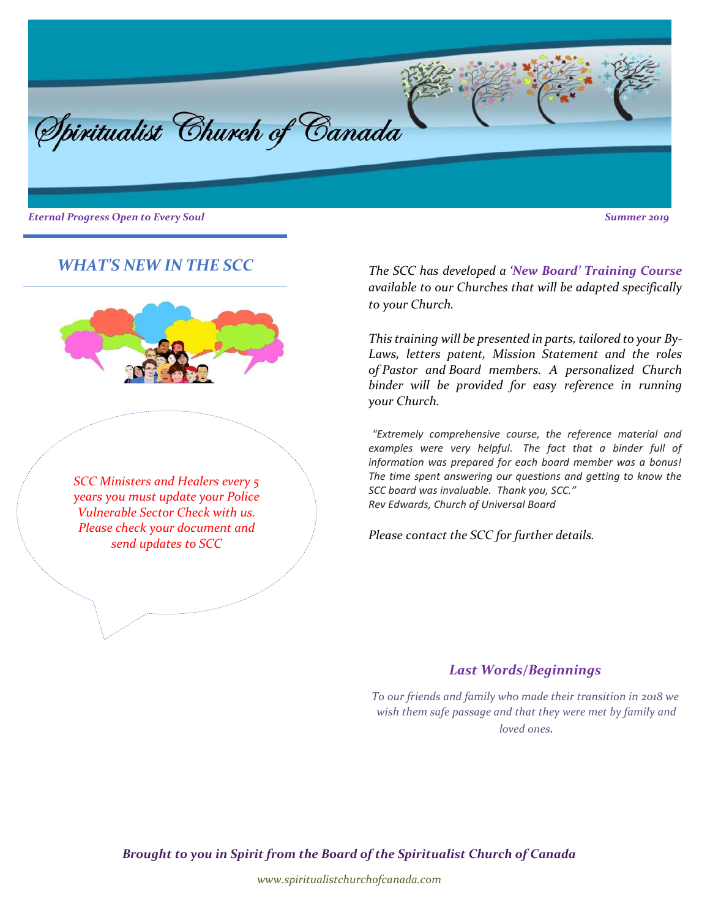# Spiritualist Church of Canada

*Eternal Progress Open to Every Soul* *Summer 2019*

## *WHAT'S NEW IN THE SCC*

*SCC Ministers and Healers every 5 years you must update your Police Vulnerable Sector Check with us. Please check your document and send updates to SCC*

*The SCC has developed a* ***'New Board' Training Course*** *available to our Churches that will be adapted specifically to your Church.*

*This training will be presented in parts, tailored to your By-Laws, letters patent, Mission Statement and the roles of Pastor and Board members. A personalized Church binder will be provided for easy reference in running your Church.*

*"Extremely comprehensive course, the reference material and examples were very helpful. The fact that a binder full of information was prepared for each board member was a bonus! The time spent answering our questions and getting to know the SCC board was invaluable. Thank you, SCC."*
*Rev Edwards, Church of Universal Board*

*Please contact the SCC for further details.*

### *Last Words/Beginnings*

*To our friends and family who made their transition in 2018 we wish them safe passage and that they were met by family and loved ones.*

***Brought to you in Spirit from the Board of the Spiritualist Church of Canada***

*www.spiritualistchurchofcanada.com*